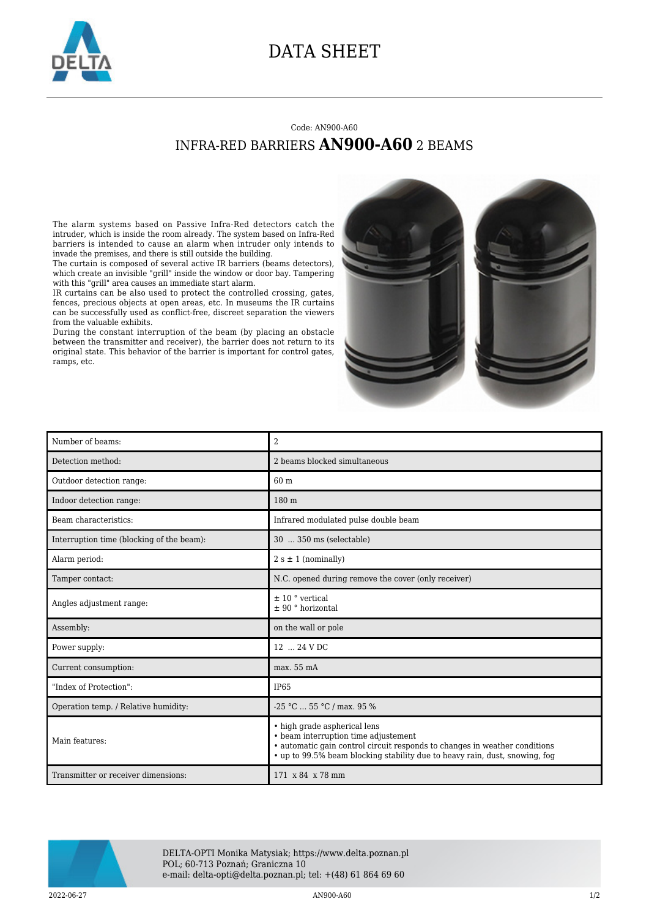# DATA SHEET

Code: AN900-A60

## INFRA-RED BARRIERS **AN900-A60** 2 BEAMS

The alarm systems based on Passive Infra-Red detectors catch the intruder, which is inside the room already. The system based on Infra-Red barriers is intended to cause an alarm when intruder only intends to invade the premises, and there is still outside the building.
The curtain is composed of several active IR barriers (beams detectors), which create an invisible "grill" inside the window or door bay. Tampering with this "grill" area causes an immediate start alarm.
IR curtains can be also used to protect the controlled crossing, gates, fences, precious objects at open areas, etc. In museums the IR curtains can be successfully used as conflict-free, discreet separation the viewers from the valuable exhibits.
During the constant interruption of the beam (by placing an obstacle between the transmitter and receiver), the barrier does not return to its original state. This behavior of the barrier is important for control gates, ramps, etc.

| Parameter | Value |
|---|---|
| Number of beams: | 2 |
| Detection method: | 2 beams blocked simultaneous |
| Outdoor detection range: | 60 m |
| Indoor detection range: | 180 m |
| Beam characteristics: | Infrared modulated pulse double beam |
| Interruption time (blocking of the beam): | 30 ... 350 ms (selectable) |
| Alarm period: | 2 s ± 1 (nominally) |
| Tamper contact: | N.C. opened during remove the cover (only receiver) |
| Angles adjustment range: | ± 10 ° vertical<br>± 90 ° horizontal |
| Assembly: | on the wall or pole |
| Power supply: | 12 ... 24 V DC |
| Current consumption: | max. 55 mA |
| "Index of Protection": | IP65 |
| Operation temp. / Relative humidity: | -25 °C ... 55 °C / max. 95 % |
| Main features: | • high grade aspherical lens<br>• beam interruption time adjustement<br>• automatic gain control circuit responds to changes in weather conditions<br>• up to 99.5% beam blocking stability due to heavy rain, dust, snowing, fog |
| Transmitter or receiver dimensions: | 171 x 84 x 78 mm |

DELTA-OPTI Monika Matysiak; https://www.delta.poznan.pl
POL; 60-713 Poznań; Graniczna 10
e-mail: delta-opti@delta.poznan.pl; tel: +(48) 61 864 69 60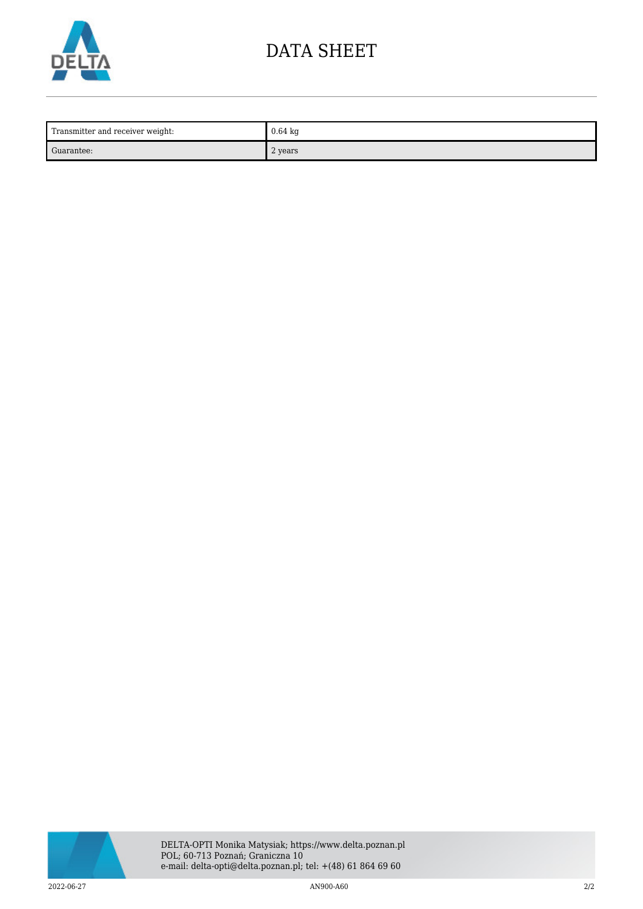| | |
|---|---|
| Transmitter and receiver weight: | 0.64 kg |
| Guarantee: | 2 years |

DELTA-OPTI Monika Matysiak; https://www.delta.poznan.pl
POL; 60-713 Poznań; Graniczna 10
e-mail: delta-opti@delta.poznan.pl; tel: +(48) 61 864 69 60